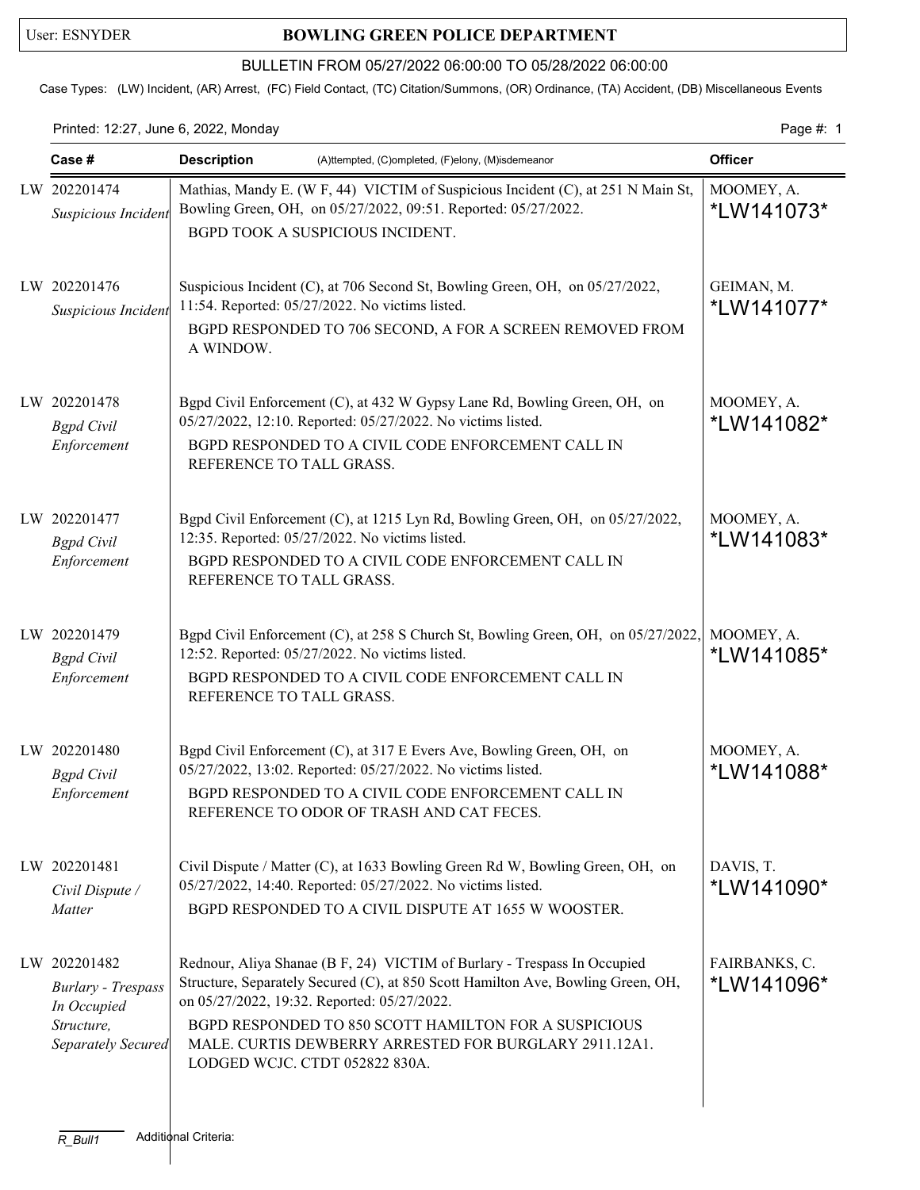User: ESNYDER

# BOWLING GREEN POLICE DEPARTMENT

BULLETIN FROM 05/27/2022 06:00:00 TO 05/28/2022 06:00:00

Case Types: (LW) Incident, (AR) Arrest, (FC) Field Contact, (TC) Citation/Summons, (OR) Ordinance, (TA) Accident, (DB) Miscellaneous Events

Printed: 12:27, June 6, 2022, Monday

| Case # | Description (A)ttempted, (C)ompleted, (F)elony, (M)isdemeanor | Officer |
|---|---|---|
| LW 202201474 *Suspicious Incident* | Mathias, Mandy E. (W F, 44) VICTIM of Suspicious Incident (C), at 251 N Main St, Bowling Green, OH, on 05/27/2022, 09:51. Reported: 05/27/2022. BGPD TOOK A SUSPICIOUS INCIDENT. | MOOMEY, A. *LW141073* |
| LW 202201476 *Suspicious Incident* | Suspicious Incident (C), at 706 Second St, Bowling Green, OH, on 05/27/2022, 11:54. Reported: 05/27/2022. No victims listed. BGPD RESPONDED TO 706 SECOND, A FOR A SCREEN REMOVED FROM A WINDOW. | GEIMAN, M. *LW141077* |
| LW 202201478 *Bgpd Civil Enforcement* | Bgpd Civil Enforcement (C), at 432 W Gypsy Lane Rd, Bowling Green, OH, on 05/27/2022, 12:10. Reported: 05/27/2022. No victims listed. BGPD RESPONDED TO A CIVIL CODE ENFORCEMENT CALL IN REFERENCE TO TALL GRASS. | MOOMEY, A. *LW141082* |
| LW 202201477 *Bgpd Civil Enforcement* | Bgpd Civil Enforcement (C), at 1215 Lyn Rd, Bowling Green, OH, on 05/27/2022, 12:35. Reported: 05/27/2022. No victims listed. BGPD RESPONDED TO A CIVIL CODE ENFORCEMENT CALL IN REFERENCE TO TALL GRASS. | MOOMEY, A. *LW141083* |
| LW 202201479 *Bgpd Civil Enforcement* | Bgpd Civil Enforcement (C), at 258 S Church St, Bowling Green, OH, on 05/27/2022, 12:52. Reported: 05/27/2022. No victims listed. BGPD RESPONDED TO A CIVIL CODE ENFORCEMENT CALL IN REFERENCE TO TALL GRASS. | MOOMEY, A. *LW141085* |
| LW 202201480 *Bgpd Civil Enforcement* | Bgpd Civil Enforcement (C), at 317 E Evers Ave, Bowling Green, OH, on 05/27/2022, 13:02. Reported: 05/27/2022. No victims listed. BGPD RESPONDED TO A CIVIL CODE ENFORCEMENT CALL IN REFERENCE TO ODOR OF TRASH AND CAT FECES. | MOOMEY, A. *LW141088* |
| LW 202201481 *Civil Dispute / Matter* | Civil Dispute / Matter (C), at 1633 Bowling Green Rd W, Bowling Green, OH, on 05/27/2022, 14:40. Reported: 05/27/2022. No victims listed. BGPD RESPONDED TO A CIVIL DISPUTE AT 1655 W WOOSTER. | DAVIS, T. *LW141090* |
| LW 202201482 *Burlary - Trespass In Occupied Structure, Separately Secured* | Rednour, Aliya Shanae (B F, 24) VICTIM of Burlary - Trespass In Occupied Structure, Separately Secured (C), at 850 Scott Hamilton Ave, Bowling Green, OH, on 05/27/2022, 19:32. Reported: 05/27/2022. BGPD RESPONDED TO 850 SCOTT HAMILTON FOR A SUSPICIOUS MALE. CURTIS DEWBERRY ARRESTED FOR BURGLARY 2911.12A1. LODGED WCJC. CTDT 052822 830A. | FAIRBANKS, C. *LW141096* |

R_Bull1 Additional Criteria: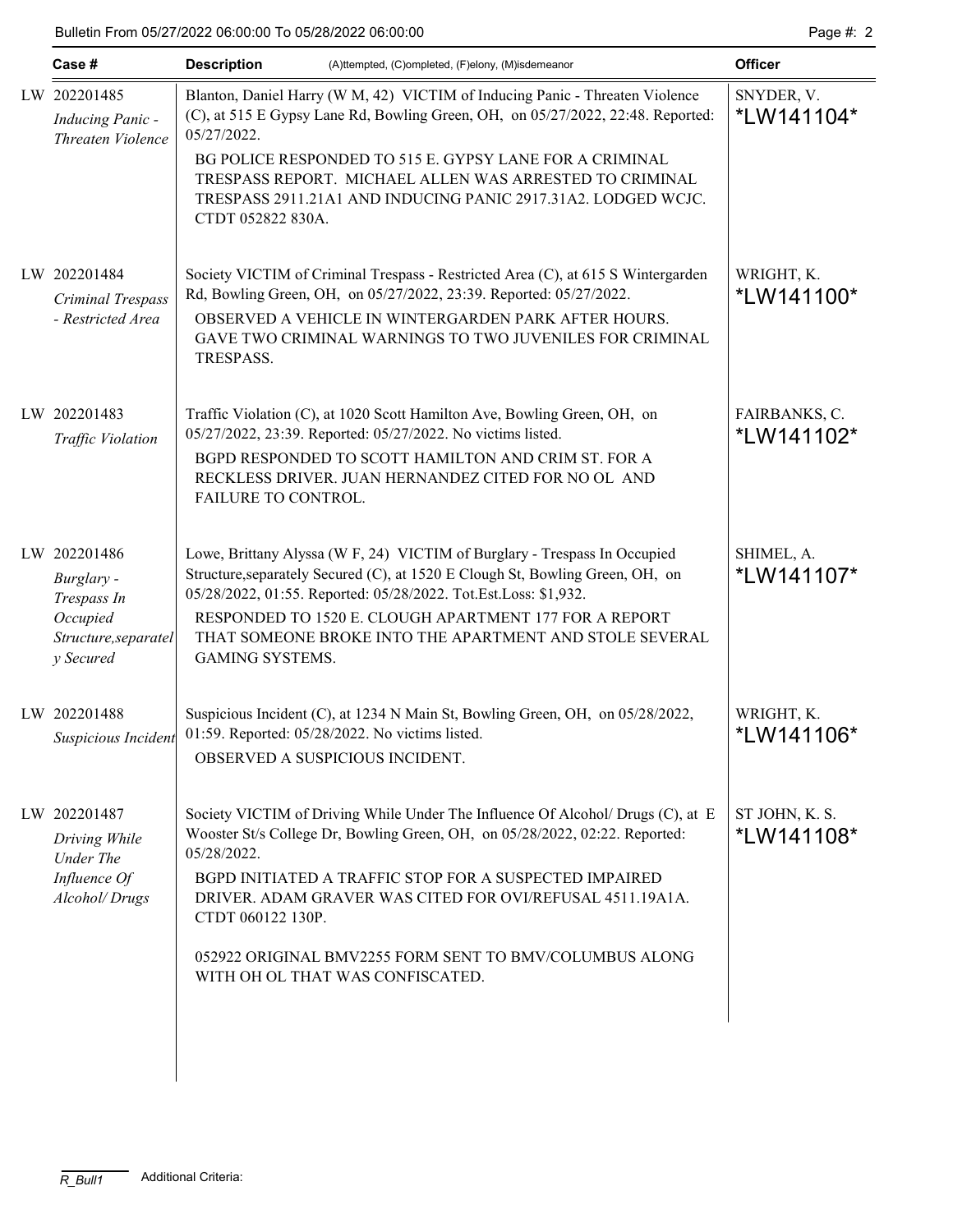| Case # | Description (A)ttempted, (C)ompleted, (F)elony, (M)isdemeanor | Officer |
|---|---|---|
| LW 202201485 *Inducing Panic - Threaten Violence* | Blanton, Daniel Harry (W M, 42) VICTIM of Inducing Panic - Threaten Violence (C), at 515 E Gypsy Lane Rd, Bowling Green, OH, on 05/27/2022, 22:48. Reported: 05/27/2022.<br><br>BG POLICE RESPONDED TO 515 E. GYPSY LANE FOR A CRIMINAL TRESPASS REPORT. MICHAEL ALLEN WAS ARRESTED TO CRIMINAL TRESPASS 2911.21A1 AND INDUCING PANIC 2917.31A2. LODGED WCJC. CTDT 052822 830A. | SNYDER, V. *LW141104* |
| LW 202201484 *Criminal Trespass - Restricted Area* | Society VICTIM of Criminal Trespass - Restricted Area (C), at 615 S Wintergarden Rd, Bowling Green, OH, on 05/27/2022, 23:39. Reported: 05/27/2022.<br><br>OBSERVED A VEHICLE IN WINTERGARDEN PARK AFTER HOURS. GAVE TWO CRIMINAL WARNINGS TO TWO JUVENILES FOR CRIMINAL TRESPASS. | WRIGHT, K. *LW141100* |
| LW 202201483 *Traffic Violation* | Traffic Violation (C), at 1020 Scott Hamilton Ave, Bowling Green, OH, on 05/27/2022, 23:39. Reported: 05/27/2022. No victims listed.<br><br>BGPD RESPONDED TO SCOTT HAMILTON AND CRIM ST. FOR A RECKLESS DRIVER. JUAN HERNANDEZ CITED FOR NO OL AND FAILURE TO CONTROL. | FAIRBANKS, C. *LW141102* |
| LW 202201486 *Burglary - Trespass In Occupied Structure,separately Secured* | Lowe, Brittany Alyssa (W F, 24) VICTIM of Burglary - Trespass In Occupied Structure,separately Secured (C), at 1520 E Clough St, Bowling Green, OH, on 05/28/2022, 01:55. Reported: 05/28/2022. Tot.Est.Loss: $1,932.<br><br>RESPONDED TO 1520 E. CLOUGH APARTMENT 177 FOR A REPORT THAT SOMEONE BROKE INTO THE APARTMENT AND STOLE SEVERAL GAMING SYSTEMS. | SHIMEL, A. *LW141107* |
| LW 202201488 *Suspicious Incident* | Suspicious Incident (C), at 1234 N Main St, Bowling Green, OH, on 05/28/2022, 01:59. Reported: 05/28/2022. No victims listed.<br><br>OBSERVED A SUSPICIOUS INCIDENT. | WRIGHT, K. *LW141106* |
| LW 202201487 *Driving While Under The Influence Of Alcohol/ Drugs* | Society VICTIM of Driving While Under The Influence Of Alcohol/ Drugs (C), at E Wooster St/s College Dr, Bowling Green, OH, on 05/28/2022, 02:22. Reported: 05/28/2022.<br><br>BGPD INITIATED A TRAFFIC STOP FOR A SUSPECTED IMPAIRED DRIVER. ADAM GRAVER WAS CITED FOR OVI/REFUSAL 4511.19A1A. CTDT 060122 130P.<br><br>052922 ORIGINAL BMV2255 FORM SENT TO BMV/COLUMBUS ALONG WITH OH OL THAT WAS CONFISCATED. | ST JOHN, K. S. *LW141108* |

R_Bull1 Additional Criteria: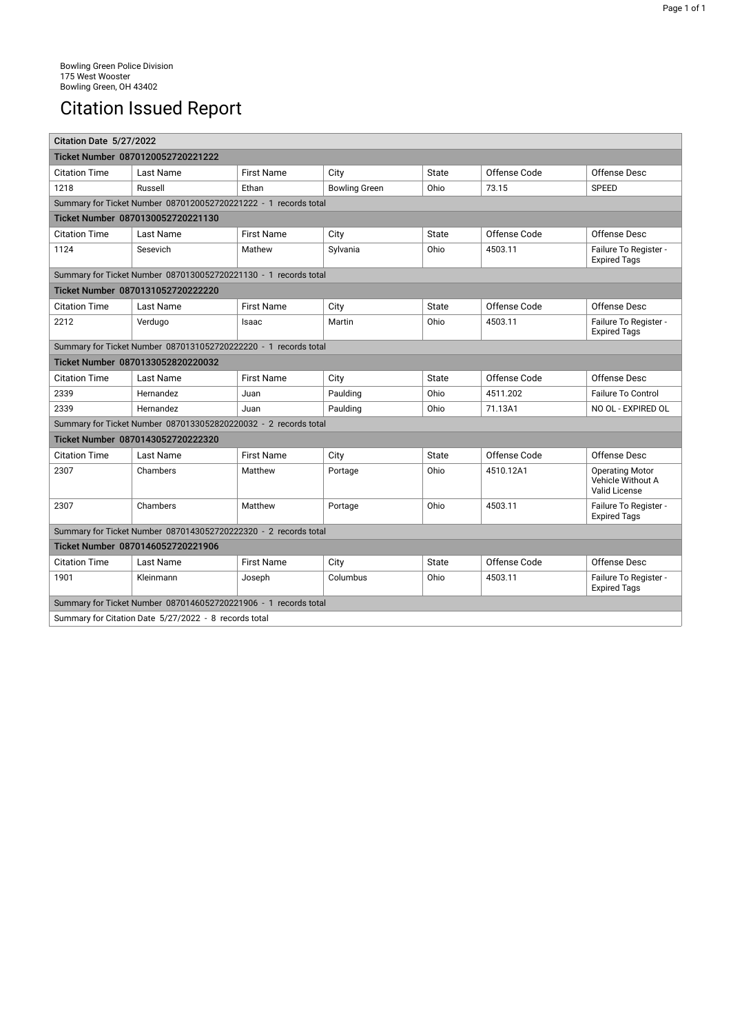Bowling Green Police Division
175 West Wooster
Bowling Green, OH 43402

# Citation Issued Report

**Citation Date 5/27/2022**

**Ticket Number 0870120052720221222**

| Citation Time | Last Name | First Name | City | State | Offense Code | Offense Desc |
|---|---|---|---|---|---|---|
| 1218 | Russell | Ethan | Bowling Green | Ohio | 73.15 | SPEED |

Summary for Ticket Number 0870120052720221222 - 1 records total

**Ticket Number 0870130052720221130**

| Citation Time | Last Name | First Name | City | State | Offense Code | Offense Desc |
|---|---|---|---|---|---|---|
| 1124 | Sesevich | Mathew | Sylvania | Ohio | 4503.11 | Failure To Register - Expired Tags |

Summary for Ticket Number 0870130052720221130 - 1 records total

**Ticket Number 0870131052720222220**

| Citation Time | Last Name | First Name | City | State | Offense Code | Offense Desc |
|---|---|---|---|---|---|---|
| 2212 | Verdugo | Isaac | Martin | Ohio | 4503.11 | Failure To Register - Expired Tags |

Summary for Ticket Number 0870131052720222220 - 1 records total

**Ticket Number 0870133052820220032**

| Citation Time | Last Name | First Name | City | State | Offense Code | Offense Desc |
|---|---|---|---|---|---|---|
| 2339 | Hernandez | Juan | Paulding | Ohio | 4511.202 | Failure To Control |
| 2339 | Hernandez | Juan | Paulding | Ohio | 71.13A1 | NO OL - EXPIRED OL |

Summary for Ticket Number 0870133052820220032 - 2 records total

**Ticket Number 0870143052720222320**

| Citation Time | Last Name | First Name | City | State | Offense Code | Offense Desc |
|---|---|---|---|---|---|---|
| 2307 | Chambers | Matthew | Portage | Ohio | 4510.12A1 | Operating Motor Vehicle Without A Valid License |
| 2307 | Chambers | Matthew | Portage | Ohio | 4503.11 | Failure To Register - Expired Tags |

Summary for Ticket Number 0870143052720222320 - 2 records total

**Ticket Number 0870146052720221906**

| Citation Time | Last Name | First Name | City | State | Offense Code | Offense Desc |
|---|---|---|---|---|---|---|
| 1901 | Kleinmann | Joseph | Columbus | Ohio | 4503.11 | Failure To Register - Expired Tags |

Summary for Ticket Number 0870146052720221906 - 1 records total

Summary for Citation Date 5/27/2022 - 8 records total